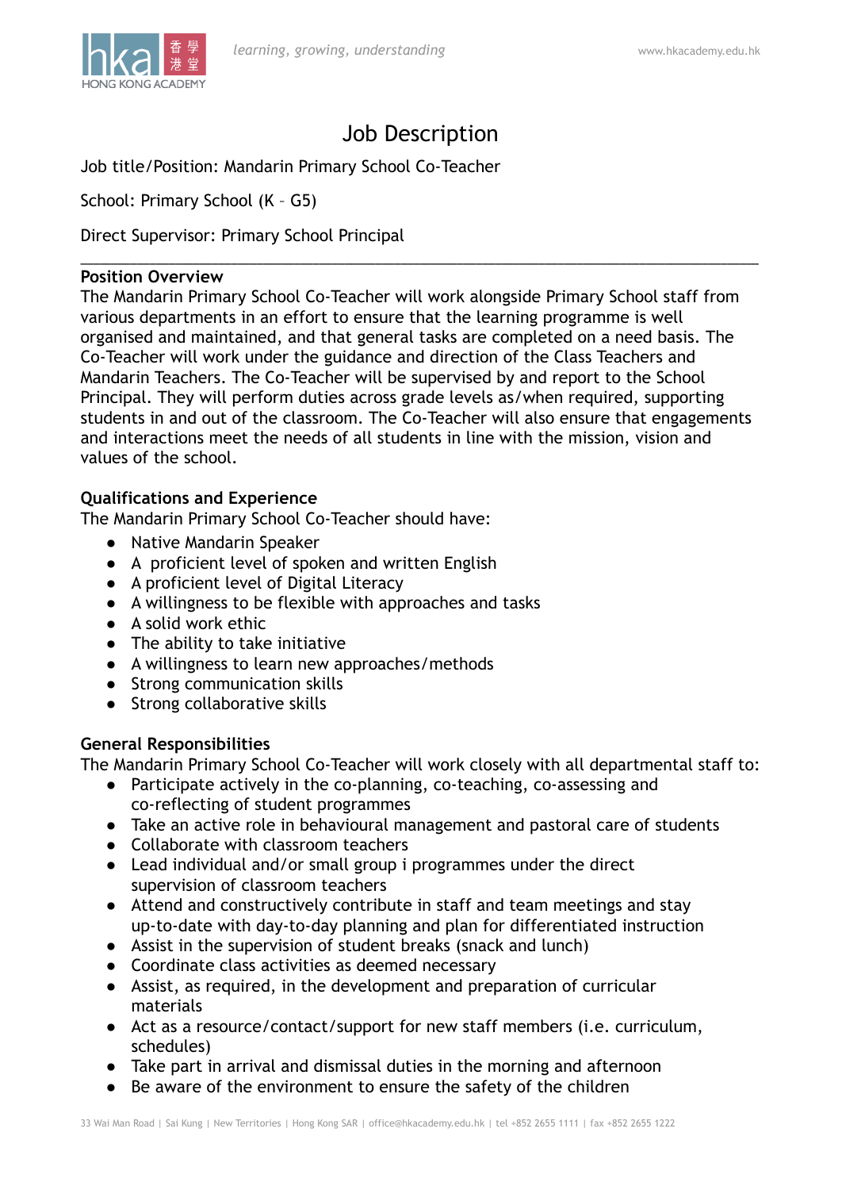# Job Description

Job title/Position: Mandarin Primary School Co-Teacher

School: Primary School (K – G5)

Direct Supervisor: Primary School Principal

---

**Position Overview**

The Mandarin Primary School Co-Teacher will work alongside Primary School staff from various departments in an effort to ensure that the learning programme is well organised and maintained, and that general tasks are completed on a need basis. The Co-Teacher will work under the guidance and direction of the Class Teachers and Mandarin Teachers. The Co-Teacher will be supervised by and report to the School Principal. They will perform duties across grade levels as/when required, supporting students in and out of the classroom. The Co-Teacher will also ensure that engagements and interactions meet the needs of all students in line with the mission, vision and values of the school.

**Qualifications and Experience**

The Mandarin Primary School Co-Teacher should have:

- Native Mandarin Speaker
- A proficient level of spoken and written English
- A proficient level of Digital Literacy
- A willingness to be flexible with approaches and tasks
- A solid work ethic
- The ability to take initiative
- A willingness to learn new approaches/methods
- Strong communication skills
- Strong collaborative skills

**General Responsibilities**

The Mandarin Primary School Co-Teacher will work closely with all departmental staff to:

- Participate actively in the co-planning, co-teaching, co-assessing and co-reflecting of student programmes
- Take an active role in behavioural management and pastoral care of students
- Collaborate with classroom teachers
- Lead individual and/or small group i programmes under the direct supervision of classroom teachers
- Attend and constructively contribute in staff and team meetings and stay up-to-date with day-to-day planning and plan for differentiated instruction
- Assist in the supervision of student breaks (snack and lunch)
- Coordinate class activities as deemed necessary
- Assist, as required, in the development and preparation of curricular materials
- Act as a resource/contact/support for new staff members (i.e. curriculum, schedules)
- Take part in arrival and dismissal duties in the morning and afternoon
- Be aware of the environment to ensure the safety of the children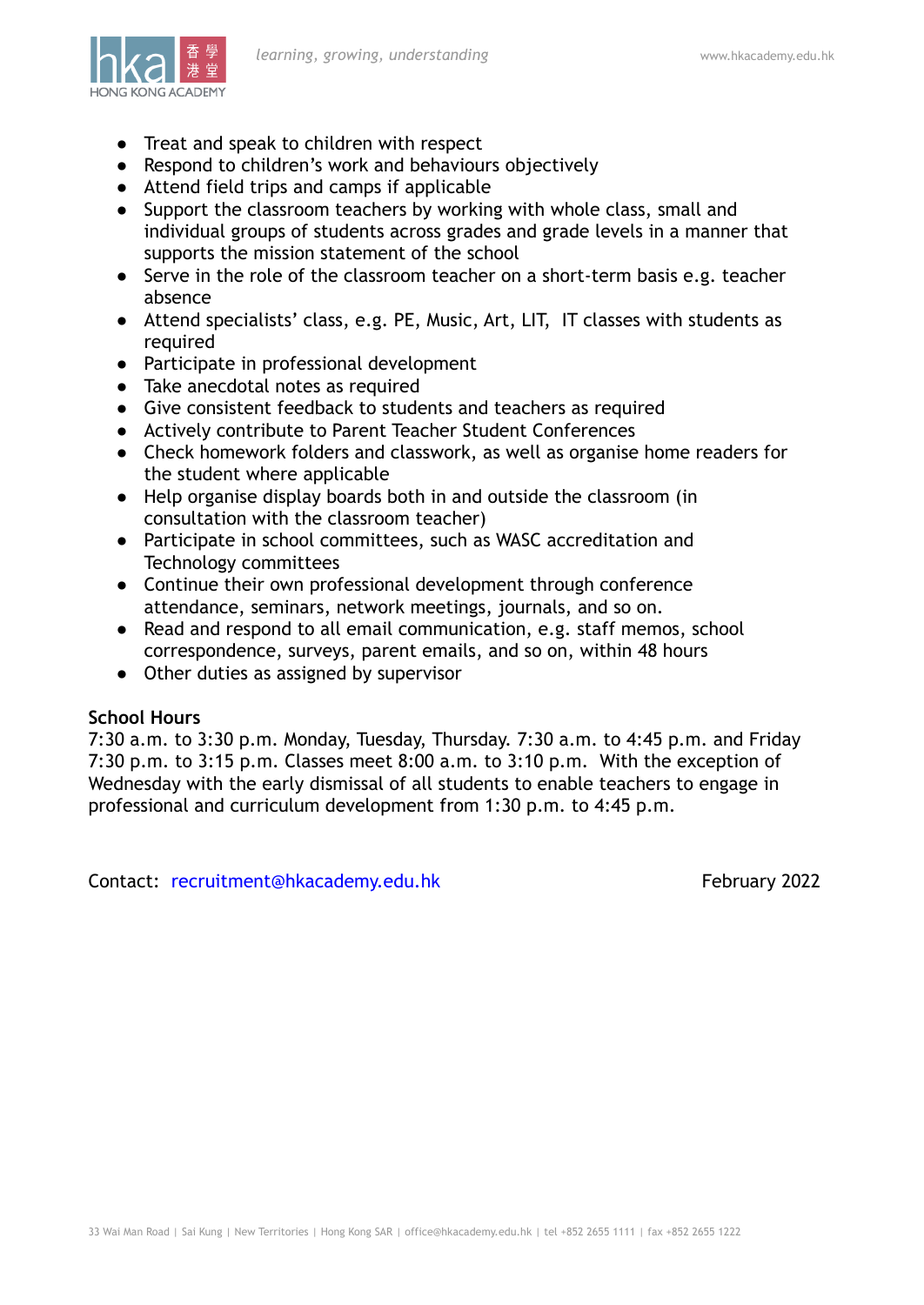- Treat and speak to children with respect
- Respond to children's work and behaviours objectively
- Attend field trips and camps if applicable
- Support the classroom teachers by working with whole class, small and individual groups of students across grades and grade levels in a manner that supports the mission statement of the school
- Serve in the role of the classroom teacher on a short-term basis e.g. teacher absence
- Attend specialists' class, e.g. PE, Music, Art, LIT, IT classes with students as required
- Participate in professional development
- Take anecdotal notes as required
- Give consistent feedback to students and teachers as required
- Actively contribute to Parent Teacher Student Conferences
- Check homework folders and classwork, as well as organise home readers for the student where applicable
- Help organise display boards both in and outside the classroom (in consultation with the classroom teacher)
- Participate in school committees, such as WASC accreditation and Technology committees
- Continue their own professional development through conference attendance, seminars, network meetings, journals, and so on.
- Read and respond to all email communication, e.g. staff memos, school correspondence, surveys, parent emails, and so on, within 48 hours
- Other duties as assigned by supervisor

**School Hours**

7:30 a.m. to 3:30 p.m. Monday, Tuesday, Thursday. 7:30 a.m. to 4:45 p.m. and Friday 7:30 p.m. to 3:15 p.m. Classes meet 8:00 a.m. to 3:10 p.m. With the exception of Wednesday with the early dismissal of all students to enable teachers to engage in professional and curriculum development from 1:30 p.m. to 4:45 p.m.

Contact: recruitment@hkacademy.edu.hk

February 2022